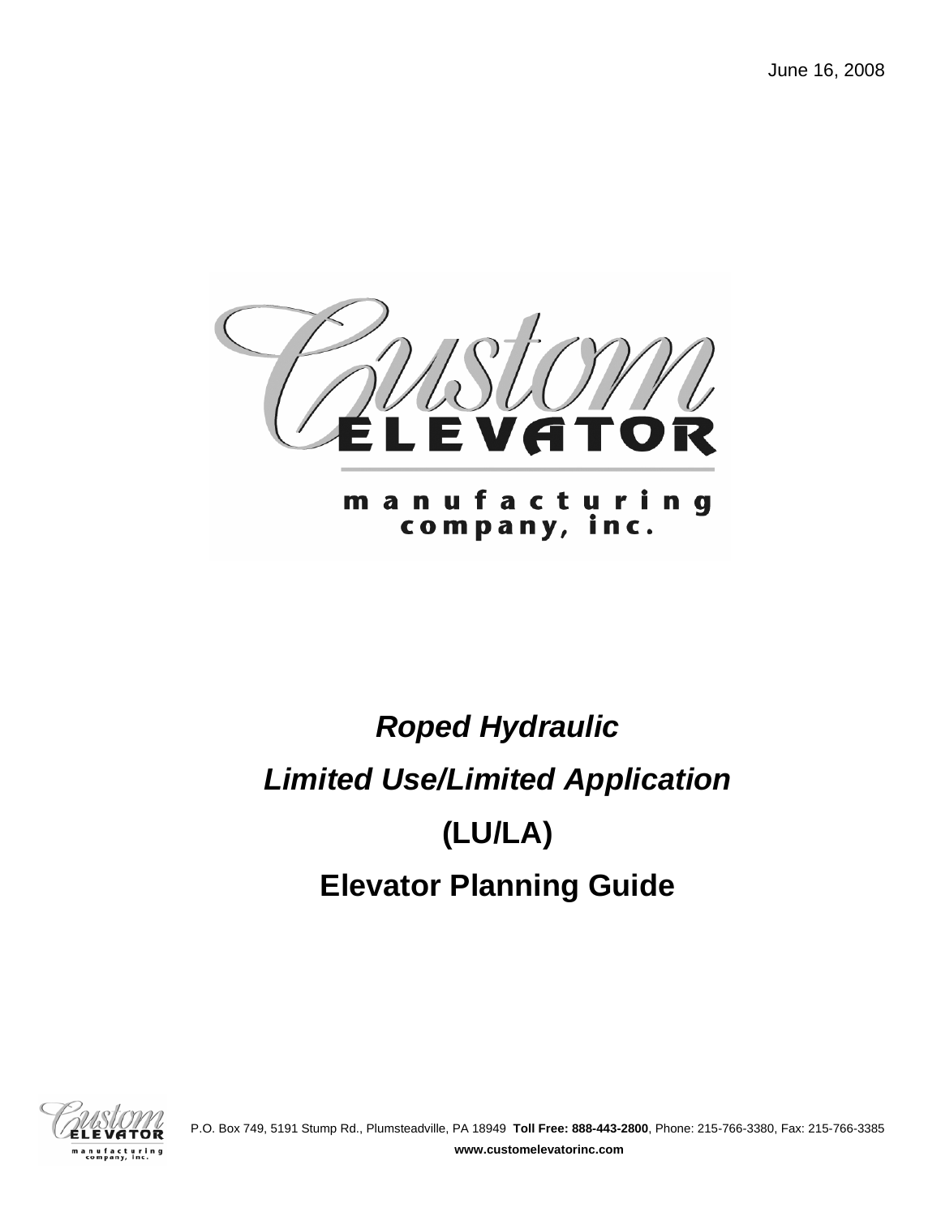June 16, 2008

Custom ELEVATOR manufacturing company, inc.

# *Roped Hydraulic*

# *Limited Use/Limited Application*

# (LU/LA)

# Elevator Planning Guide

P.O. Box 749, 5191 Stump Rd., Plumsteadville, PA 18949 **Toll Free: 888-443-2800**, Phone: 215-766-3380, Fax: 215-766-3385

**www.customelevatorinc.com**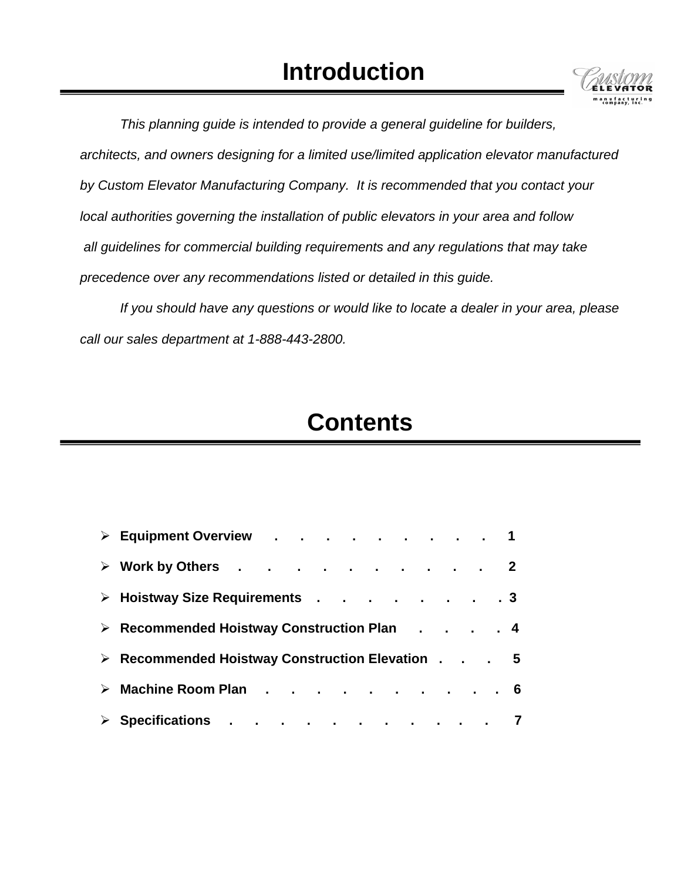# Introduction

*This planning guide is intended to provide a general guideline for builders, architects, and owners designing for a limited use/limited application elevator manufactured by Custom Elevator Manufacturing Company. It is recommended that you contact your local authorities governing the installation of public elevators in your area and follow all guidelines for commercial building requirements and any regulations that may take precedence over any recommendations listed or detailed in this guide.*

*If you should have any questions or would like to locate a dealer in your area, please call our sales department at 1-888-443-2800.*

# Contents

- **Equipment Overview . . . . . . . . . . . 1**
- **Work by Others . . . . . . . . . . . 2**
- **Hoistway Size Requirements . . . . . . . . . 3**
- **Recommended Hoistway Construction Plan . . . . . 4**
- **Recommended Hoistway Construction Elevation . . . . 5**
- **Machine Room Plan . . . . . . . . . . . 6**
- **Specifications . . . . . . . . . . . . 7**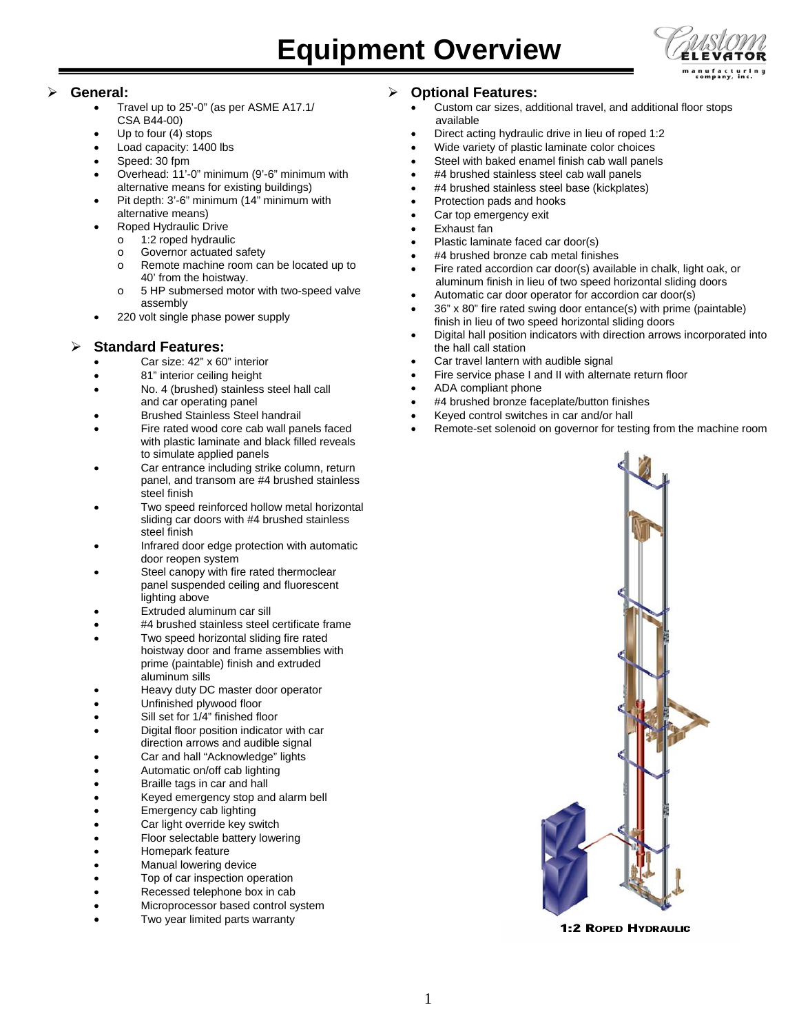# Equipment Overview

## General:

- Travel up to 25'-0" (as per ASME A17.1/ CSA B44-00)
- Up to four (4) stops
- Load capacity: 1400 lbs
- Speed: 30 fpm
- Overhead: 11'-0" minimum (9'-6" minimum with alternative means for existing buildings)
- Pit depth: 3'-6" minimum (14" minimum with alternative means)
- Roped Hydraulic Drive
  - 1:2 roped hydraulic
  - Governor actuated safety
  - Remote machine room can be located up to 40' from the hoistway.
  - 5 HP submersed motor with two-speed valve assembly
- 220 volt single phase power supply

## Standard Features:

- Car size: 42" x 60" interior
- 81" interior ceiling height
- No. 4 (brushed) stainless steel hall call and car operating panel
- Brushed Stainless Steel handrail
- Fire rated wood core cab wall panels faced with plastic laminate and black filled reveals to simulate applied panels
- Car entrance including strike column, return panel, and transom are #4 brushed stainless steel finish
- Two speed reinforced hollow metal horizontal sliding car doors with #4 brushed stainless steel finish
- Infrared door edge protection with automatic door reopen system
- Steel canopy with fire rated thermoclear panel suspended ceiling and fluorescent lighting above
- Extruded aluminum car sill
- #4 brushed stainless steel certificate frame
- Two speed horizontal sliding fire rated hoistway door and frame assemblies with prime (paintable) finish and extruded aluminum sills
- Heavy duty DC master door operator
- Unfinished plywood floor
- Sill set for 1/4" finished floor
- Digital floor position indicator with car direction arrows and audible signal
- Car and hall "Acknowledge" lights
- Automatic on/off cab lighting
- Braille tags in car and hall
- Keyed emergency stop and alarm bell
- Emergency cab lighting
- Car light override key switch
- Floor selectable battery lowering
- Homepark feature
- Manual lowering device
- Top of car inspection operation
- Recessed telephone box in cab
- Microprocessor based control system
- Two year limited parts warranty

## Optional Features:

- Custom car sizes, additional travel, and additional floor stops available
- Direct acting hydraulic drive in lieu of roped 1:2
- Wide variety of plastic laminate color choices
- Steel with baked enamel finish cab wall panels
- #4 brushed stainless steel cab wall panels
- #4 brushed stainless steel base (kickplates)
- Protection pads and hooks
- Car top emergency exit
- Exhaust fan
- Plastic laminate faced car door(s)
- #4 brushed bronze cab metal finishes
- Fire rated accordion car door(s) available in chalk, light oak, or aluminum finish in lieu of two speed horizontal sliding doors
- Automatic car door operator for accordion car door(s)
- 36" x 80" fire rated swing door entance(s) with prime (paintable) finish in lieu of two speed horizontal sliding doors
- Digital hall position indicators with direction arrows incorporated into the hall call station
- Car travel lantern with audible signal
- Fire service phase I and II with alternate return floor
- ADA compliant phone
- #4 brushed bronze faceplate/button finishes
- Keyed control switches in car and/or hall
- Remote-set solenoid on governor for testing from the machine room

1:2 Roped Hydraulic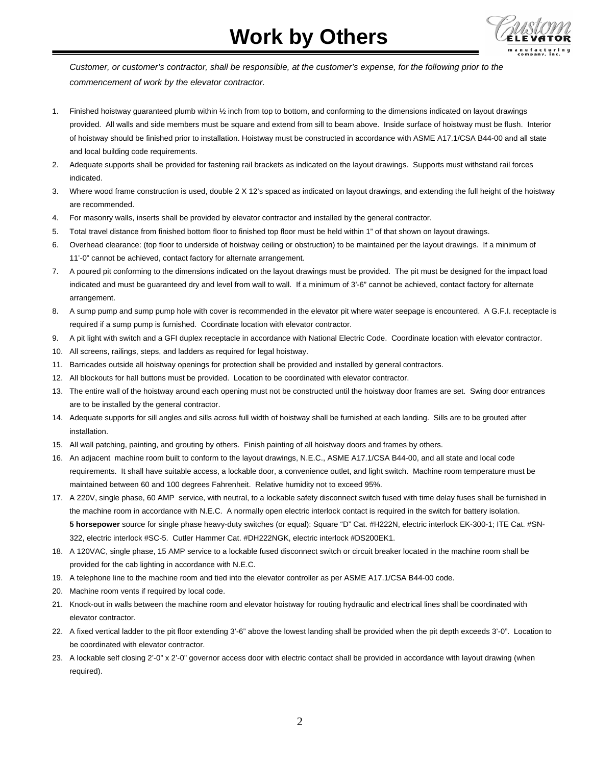# Work by Others

*Customer, or customer's contractor, shall be responsible, at the customer's expense, for the following prior to the commencement of work by the elevator contractor.*

1. Finished hoistway guaranteed plumb within ½ inch from top to bottom, and conforming to the dimensions indicated on layout drawings provided. All walls and side members must be square and extend from sill to beam above. Inside surface of hoistway must be flush. Interior of hoistway should be finished prior to installation. Hoistway must be constructed in accordance with ASME A17.1/CSA B44-00 and all state and local building code requirements.
2. Adequate supports shall be provided for fastening rail brackets as indicated on the layout drawings. Supports must withstand rail forces indicated.
3. Where wood frame construction is used, double 2 X 12's spaced as indicated on layout drawings, and extending the full height of the hoistway are recommended.
4. For masonry walls, inserts shall be provided by elevator contractor and installed by the general contractor.
5. Total travel distance from finished bottom floor to finished top floor must be held within 1" of that shown on layout drawings.
6. Overhead clearance: (top floor to underside of hoistway ceiling or obstruction) to be maintained per the layout drawings. If a minimum of 11'-0" cannot be achieved, contact factory for alternate arrangement.
7. A poured pit conforming to the dimensions indicated on the layout drawings must be provided. The pit must be designed for the impact load indicated and must be guaranteed dry and level from wall to wall. If a minimum of 3'-6" cannot be achieved, contact factory for alternate arrangement.
8. A sump pump and sump pump hole with cover is recommended in the elevator pit where water seepage is encountered. A G.F.I. receptacle is required if a sump pump is furnished. Coordinate location with elevator contractor.
9. A pit light with switch and a GFI duplex receptacle in accordance with National Electric Code. Coordinate location with elevator contractor.
10. All screens, railings, steps, and ladders as required for legal hoistway.
11. Barricades outside all hoistway openings for protection shall be provided and installed by general contractors.
12. All blockouts for hall buttons must be provided. Location to be coordinated with elevator contractor.
13. The entire wall of the hoistway around each opening must not be constructed until the hoistway door frames are set. Swing door entrances are to be installed by the general contractor.
14. Adequate supports for sill angles and sills across full width of hoistway shall be furnished at each landing. Sills are to be grouted after installation.
15. All wall patching, painting, and grouting by others. Finish painting of all hoistway doors and frames by others.
16. An adjacent machine room built to conform to the layout drawings, N.E.C., ASME A17.1/CSA B44-00, and all state and local code requirements. It shall have suitable access, a lockable door, a convenience outlet, and light switch. Machine room temperature must be maintained between 60 and 100 degrees Fahrenheit. Relative humidity not to exceed 95%.
17. A 220V, single phase, 60 AMP service, with neutral, to a lockable safety disconnect switch fused with time delay fuses shall be furnished in the machine room in accordance with N.E.C. A normally open electric interlock contact is required in the switch for battery isolation. **5 horsepower** source for single phase heavy-duty switches (or equal): Square "D" Cat. #H222N, electric interlock EK-300-1; ITE Cat. #SN-322, electric interlock #SC-5. Cutler Hammer Cat. #DH222NGK, electric interlock #DS200EK1.
18. A 120VAC, single phase, 15 AMP service to a lockable fused disconnect switch or circuit breaker located in the machine room shall be provided for the cab lighting in accordance with N.E.C.
19. A telephone line to the machine room and tied into the elevator controller as per ASME A17.1/CSA B44-00 code.
20. Machine room vents if required by local code.
21. Knock-out in walls between the machine room and elevator hoistway for routing hydraulic and electrical lines shall be coordinated with elevator contractor.
22. A fixed vertical ladder to the pit floor extending 3'-6" above the lowest landing shall be provided when the pit depth exceeds 3'-0". Location to be coordinated with elevator contractor.
23. A lockable self closing 2'-0" x 2'-0" governor access door with electric contact shall be provided in accordance with layout drawing (when required).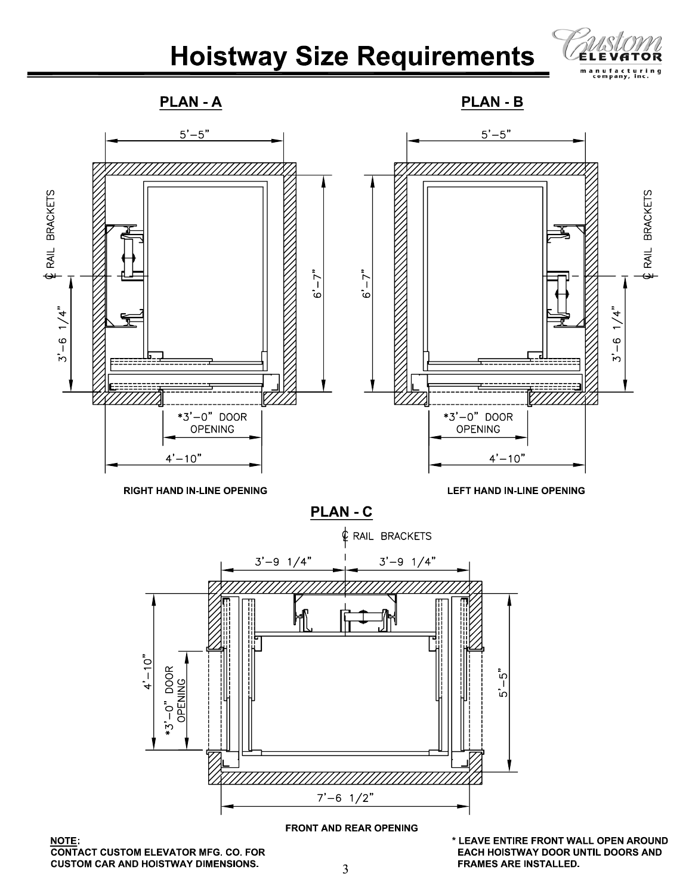# Hoistway Size Requirements

## PLAN - A

5'-5"

℄ RAIL BRACKETS

3'-6 1/4"

6'-7"

*3'-0" DOOR OPENING

4'-10"

**RIGHT HAND IN-LINE OPENING**

## PLAN - B

5'-5"

℄ RAIL BRACKETS

3'-6 1/4"

6'-7"

*3'-0" DOOR OPENING

4'-10"

**LEFT HAND IN-LINE OPENING**

## PLAN - C

℄ RAIL BRACKETS

3'-9 1/4"

3'-9 1/4"

4'-10"

*3'-0" DOOR OPENING

5'-5"

7'-6 1/2"

**FRONT AND REAR OPENING**

**NOTE:**
**CONTACT CUSTOM ELEVATOR MFG. CO. FOR CUSTOM CAR AND HOISTWAY DIMENSIONS.**

**\* LEAVE ENTIRE FRONT WALL OPEN AROUND EACH HOISTWAY DOOR UNTIL DOORS AND FRAMES ARE INSTALLED.**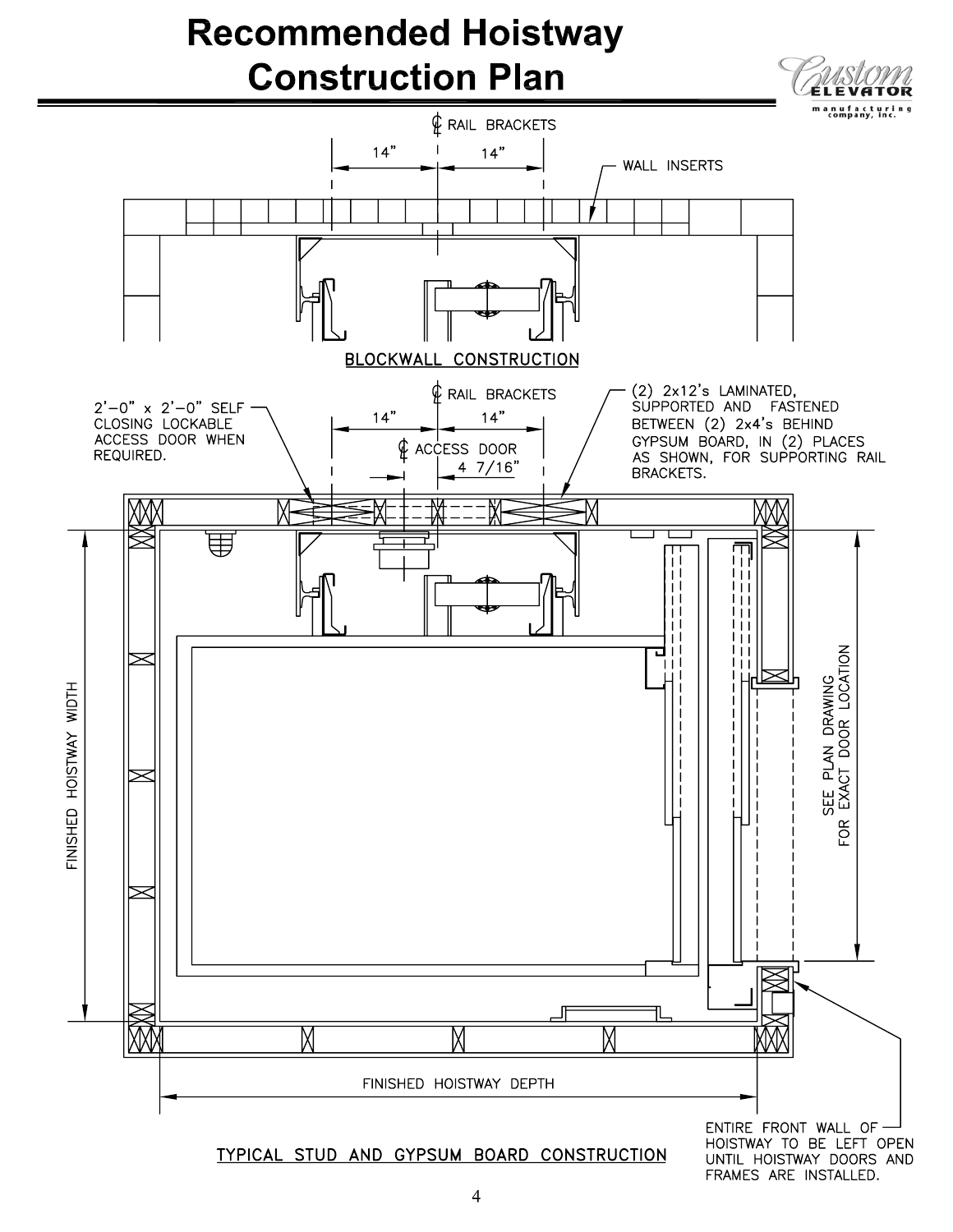# Recommended Hoistway Construction Plan

℄ RAIL BRACKETS

14"

14"

WALL INSERTS

BLOCKWALL CONSTRUCTION

2'-0" x 2'-0" SELF CLOSING LOCKABLE ACCESS DOOR WHEN REQUIRED.

℄ RAIL BRACKETS

14"

14"

℄ ACCESS DOOR

4 7/16"

(2) 2x12's LAMINATED, SUPPORTED AND FASTENED BETWEEN (2) 2x4's BEHIND GYPSUM BOARD, IN (2) PLACES AS SHOWN, FOR SUPPORTING RAIL BRACKETS.

FINISHED HOISTWAY WIDTH

SEE PLAN DRAWING FOR EXACT DOOR LOCATION

FINISHED HOISTWAY DEPTH

ENTIRE FRONT WALL OF HOISTWAY TO BE LEFT OPEN UNTIL HOISTWAY DOORS AND FRAMES ARE INSTALLED.

TYPICAL STUD AND GYPSUM BOARD CONSTRUCTION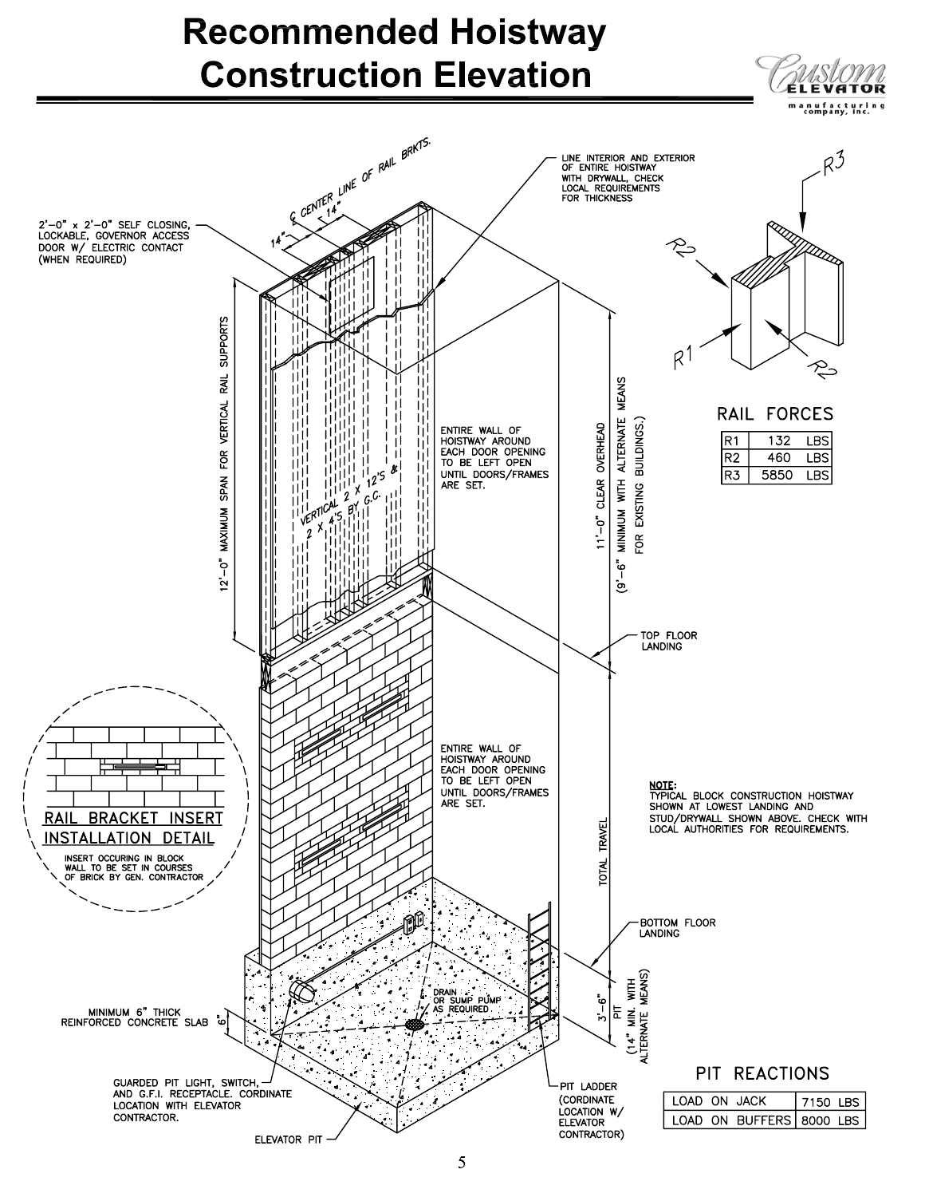# Recommended Hoistway Construction Elevation

℄ CENTER LINE OF RAIL BRKTS.

14" 14"

2'-0" x 2'-0" SELF CLOSING, LOCKABLE, GOVERNOR ACCESS DOOR W/ ELECTRIC CONTACT (WHEN REQUIRED)

LINE INTERIOR AND EXTERIOR OF ENTIRE HOISTWAY WITH DRYWALL, CHECK LOCAL REQUIREMENTS FOR THICKNESS

12'-0" MAXIMUM SPAN FOR VERTICAL RAIL SUPPORTS

VERTICAL 2 X 12'S & 2 X 4'S BY G.C.

ENTIRE WALL OF HOISTWAY AROUND EACH DOOR OPENING TO BE LEFT OPEN UNTIL DOORS/FRAMES ARE SET.

11'-0" CLEAR OVERHEAD (9'-6" MINIMUM WITH ALTERNATE MEANS FOR EXISTING BUILDINGS.)

TOP FLOOR LANDING

R1 R2 R2 R3

RAIL FORCES

| | | |
|---|---|---|
| R1 | 132 | LBS |
| R2 | 460 | LBS |
| R3 | 5850 | LBS |

RAIL BRACKET INSERT INSTALLATION DETAIL

INSERT OCCURING IN BLOCK WALL TO BE SET IN COURSES OF BRICK BY GEN. CONTRACTOR

ENTIRE WALL OF HOISTWAY AROUND EACH DOOR OPENING TO BE LEFT OPEN UNTIL DOORS/FRAMES ARE SET.

TOTAL TRAVEL

**NOTE**: TYPICAL BLOCK CONSTRUCTION HOISTWAY SHOWN AT LOWEST LANDING AND STUD/DRYWALL SHOWN ABOVE. CHECK WITH LOCAL AUTHORITIES FOR REQUIREMENTS.

BOTTOM FLOOR LANDING

DRAIN OR SUMP PUMP AS REQUIRED

MINIMUM 6" THICK REINFORCED CONCRETE SLAB 6"

3'-6" PIT (14" MIN. WITH ALTERNATE MEANS)

GUARDED PIT LIGHT, SWITCH, AND G.F.I. RECEPTACLE. CORDINATE LOCATION WITH ELEVATOR CONTRACTOR.

PIT LADDER (CORDINATE LOCATION W/ ELEVATOR CONTRACTOR)

ELEVATOR PIT

PIT REACTIONS

| | |
|---|---|
| LOAD ON JACK | 7150 LBS |
| LOAD ON BUFFERS | 8000 LBS |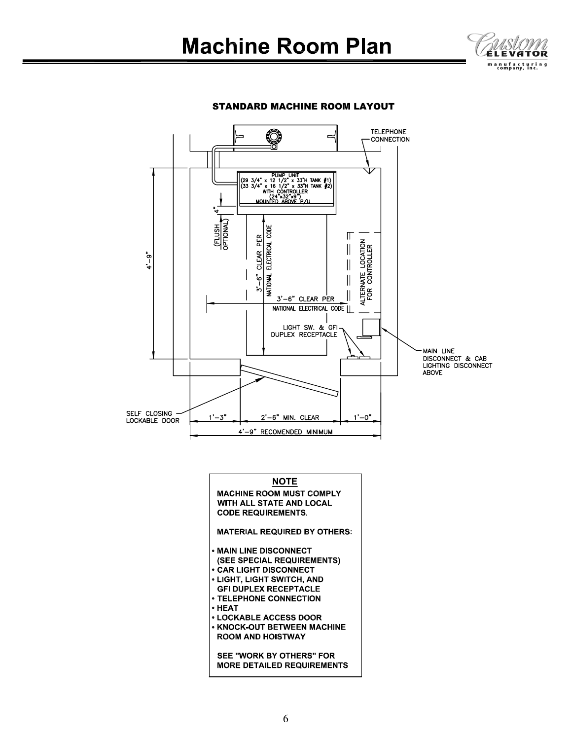# Machine Room Plan

## STANDARD MACHINE ROOM LAYOUT

TELEPHONE CONNECTION

PUMP UNIT
(29 3/4" x 12 1/2" x 33"H TANK #1)
(33 3/4" x 16 1/2" x 33"H TANK #2)
WITH CONTROLLER
(24"x32"x9")
MOUNTED ABOVE P/U

4"

(FLUSH OPTIONAL)

4'-9"

3'-6" CLEAR PER NATIONAL ELECTRICAL CODE

3'-6" CLEAR PER NATIONAL ELECTRICAL CODE

ALTERNATE LOCATION FOR CONTROLLER

LIGHT SW. & GFI DUPLEX RECEPTACLE

MAIN LINE DISCONNECT & CAB LIGHTING DISCONNECT ABOVE

SELF CLOSING LOCKABLE DOOR

1'-3"

2'-6" MIN. CLEAR

1'-0"

4'-9" RECOMENDED MINIMUM

**NOTE**

**MACHINE ROOM MUST COMPLY WITH ALL STATE AND LOCAL CODE REQUIREMENTS.**

**MATERIAL REQUIRED BY OTHERS:**

- **MAIN LINE DISCONNECT (SEE SPECIAL REQUIREMENTS)**
- **CAR LIGHT DISCONNECT**
- **LIGHT, LIGHT SWITCH, AND GFI DUPLEX RECEPTACLE**
- **TELEPHONE CONNECTION**
- **HEAT**
- **LOCKABLE ACCESS DOOR**
- **KNOCK-OUT BETWEEN MACHINE ROOM AND HOISTWAY**

**SEE "WORK BY OTHERS" FOR MORE DETAILED REQUIREMENTS**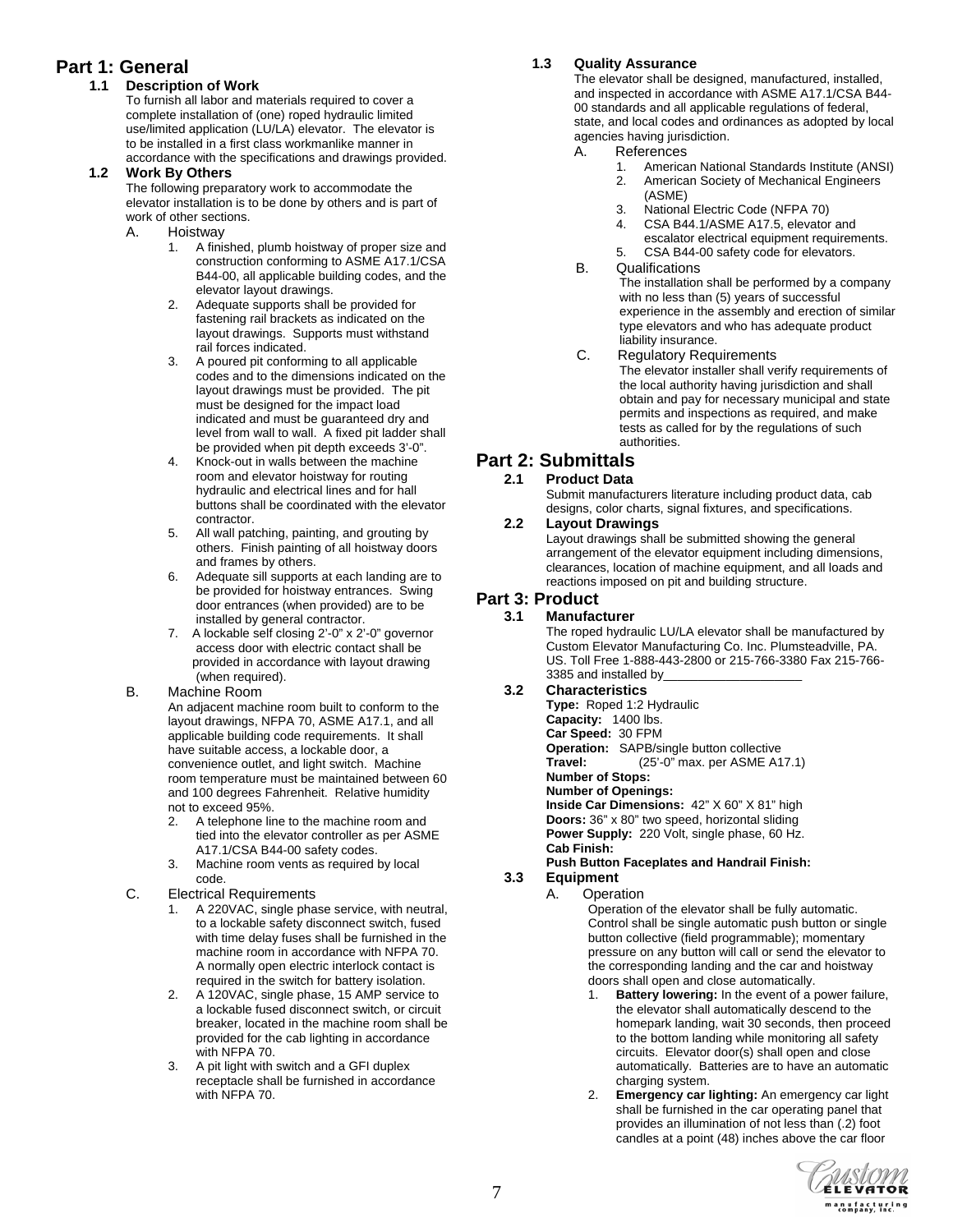# Part 1: General

## 1.1 Description of Work

To furnish all labor and materials required to cover a complete installation of (one) roped hydraulic limited use/limited application (LU/LA) elevator. The elevator is to be installed in a first class workmanlike manner in accordance with the specifications and drawings provided.

## 1.2 Work By Others

The following preparatory work to accommodate the elevator installation is to be done by others and is part of work of other sections.

A. Hoistway

1. A finished, plumb hoistway of proper size and construction conforming to ASME A17.1/CSA B44-00, all applicable building codes, and the elevator layout drawings.
2. Adequate supports shall be provided for fastening rail brackets as indicated on the layout drawings. Supports must withstand rail forces indicated.
3. A poured pit conforming to all applicable codes and to the dimensions indicated on the layout drawings must be provided. The pit must be designed for the impact load indicated and must be guaranteed dry and level from wall to wall. A fixed pit ladder shall be provided when pit depth exceeds 3'-0".
4. Knock-out in walls between the machine room and elevator hoistway for routing hydraulic and electrical lines and for hall buttons shall be coordinated with the elevator contractor.
5. All wall patching, painting, and grouting by others. Finish painting of all hoistway doors and frames by others.
6. Adequate sill supports at each landing are to be provided for hoistway entrances. Swing door entrances (when provided) are to be installed by general contractor.
7. A lockable self closing 2'-0" x 2'-0" governor access door with electric contact shall be provided in accordance with layout drawing (when required).

B. Machine Room

An adjacent machine room built to conform to the layout drawings, NFPA 70, ASME A17.1, and all applicable building code requirements. It shall have suitable access, a lockable door, a convenience outlet, and light switch. Machine room temperature must be maintained between 60 and 100 degrees Fahrenheit. Relative humidity not to exceed 95%.

2. A telephone line to the machine room and tied into the elevator controller as per ASME A17.1/CSA B44-00 safety codes.
3. Machine room vents as required by local code.

C. Electrical Requirements

1. A 220VAC, single phase service, with neutral, to a lockable safety disconnect switch, fused with time delay fuses shall be furnished in the machine room in accordance with NFPA 70. A normally open electric interlock contact is required in the switch for battery isolation.
2. A 120VAC, single phase, 15 AMP service to a lockable fused disconnect switch, or circuit breaker, located in the machine room shall be provided for the cab lighting in accordance with NFPA 70.
3. A pit light with switch and a GFI duplex receptacle shall be furnished in accordance with NFPA 70.

## 1.3 Quality Assurance

The elevator shall be designed, manufactured, installed, and inspected in accordance with ASME A17.1/CSA B44-00 standards and all applicable regulations of federal, state, and local codes and ordinances as adopted by local agencies having jurisdiction.

A. References

1. American National Standards Institute (ANSI)
2. American Society of Mechanical Engineers (ASME)
3. National Electric Code (NFPA 70)
4. CSA B44.1/ASME A17.5, elevator and escalator electrical equipment requirements.
5. CSA B44-00 safety code for elevators.

B. Qualifications

The installation shall be performed by a company with no less than (5) years of successful experience in the assembly and erection of similar type elevators and who has adequate product liability insurance.

C. Regulatory Requirements

The elevator installer shall verify requirements of the local authority having jurisdiction and shall obtain and pay for necessary municipal and state permits and inspections as required, and make tests as called for by the regulations of such authorities.

# Part 2: Submittals

## 2.1 Product Data

Submit manufacturers literature including product data, cab designs, color charts, signal fixtures, and specifications.

## 2.2 Layout Drawings

Layout drawings shall be submitted showing the general arrangement of the elevator equipment including dimensions, clearances, location of machine equipment, and all loads and reactions imposed on pit and building structure.

# Part 3: Product

## 3.1 Manufacturer

The roped hydraulic LU/LA elevator shall be manufactured by Custom Elevator Manufacturing Co. Inc. Plumsteadville, PA. US. Toll Free 1-888-443-2800 or 215-766-3380 Fax 215-766-3385 and installed by____________________

## 3.2 Characteristics

**Type:** Roped 1:2 Hydraulic
**Capacity:** 1400 lbs.
**Car Speed:** 30 FPM
**Operation:** SAPB/single button collective
**Travel:** (25'-0" max. per ASME A17.1)
**Number of Stops:**
**Number of Openings:**
**Inside Car Dimensions:** 42" X 60" X 81" high
**Doors:** 36" x 80" two speed, horizontal sliding
**Power Supply:** 220 Volt, single phase, 60 Hz.
**Cab Finish:**
**Push Button Faceplates and Handrail Finish:**

## 3.3 Equipment

A. Operation

Operation of the elevator shall be fully automatic. Control shall be single automatic push button or single button collective (field programmable); momentary pressure on any button will call or send the elevator to the corresponding landing and the car and hoistway doors shall open and close automatically.

1. **Battery lowering:** In the event of a power failure, the elevator shall automatically descend to the homepark landing, wait 30 seconds, then proceed to the bottom landing while monitoring all safety circuits. Elevator door(s) shall open and close automatically. Batteries are to have an automatic charging system.
2. **Emergency car lighting:** An emergency car light shall be furnished in the car operating panel that provides an illumination of not less than (.2) foot candles at a point (48) inches above the car floor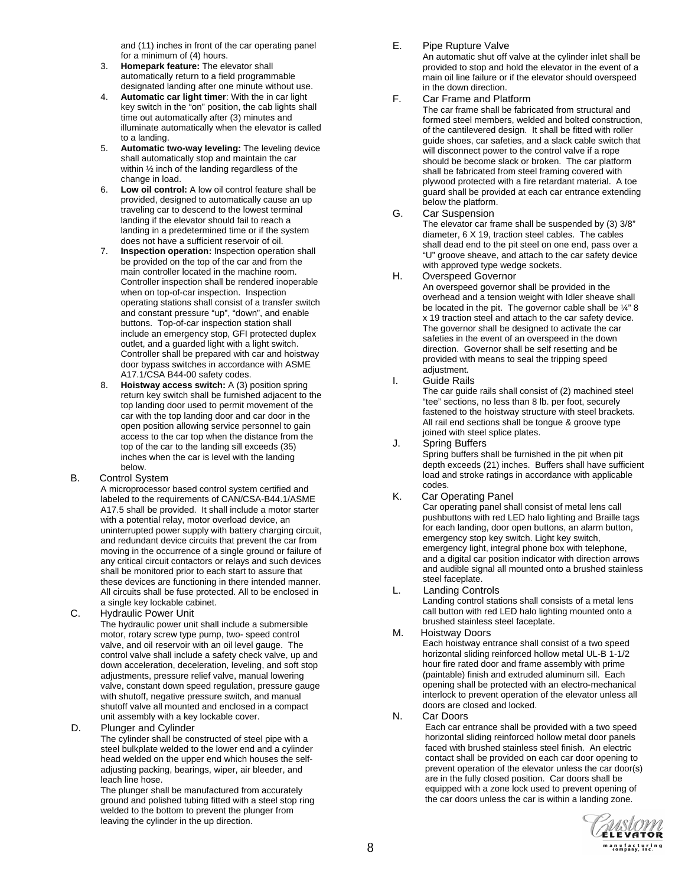and (11) inches in front of the car operating panel for a minimum of (4) hours.

3. **Homepark feature:** The elevator shall automatically return to a field programmable designated landing after one minute without use.
4. **Automatic car light timer**: With the in car light key switch in the "on" position, the cab lights shall time out automatically after (3) minutes and illuminate automatically when the elevator is called to a landing.
5. **Automatic two-way leveling:** The leveling device shall automatically stop and maintain the car within ½ inch of the landing regardless of the change in load.
6. **Low oil control:** A low oil control feature shall be provided, designed to automatically cause an up traveling car to descend to the lowest terminal landing if the elevator should fail to reach a landing in a predetermined time or if the system does not have a sufficient reservoir of oil.
7. **Inspection operation:** Inspection operation shall be provided on the top of the car and from the main controller located in the machine room. Controller inspection shall be rendered inoperable when on top-of-car inspection. Inspection operating stations shall consist of a transfer switch and constant pressure "up", "down", and enable buttons. Top-of-car inspection station shall include an emergency stop, GFI protected duplex outlet, and a guarded light with a light switch. Controller shall be prepared with car and hoistway door bypass switches in accordance with ASME A17.1/CSA B44-00 safety codes.
8. **Hoistway access switch:** A (3) position spring return key switch shall be furnished adjacent to the top landing door used to permit movement of the car with the top landing door and car door in the open position allowing service personnel to gain access to the car top when the distance from the top of the car to the landing sill exceeds (35) inches when the car is level with the landing below.

B. Control System

A microprocessor based control system certified and labeled to the requirements of CAN/CSA-B44.1/ASME A17.5 shall be provided. It shall include a motor starter with a potential relay, motor overload device, an uninterrupted power supply with battery charging circuit, and redundant device circuits that prevent the car from moving in the occurrence of a single ground or failure of any critical circuit contactors or relays and such devices shall be monitored prior to each start to assure that these devices are functioning in there intended manner. All circuits shall be fuse protected. All to be enclosed in a single key lockable cabinet.

C. Hydraulic Power Unit

The hydraulic power unit shall include a submersible motor, rotary screw type pump, two- speed control valve, and oil reservoir with an oil level gauge. The control valve shall include a safety check valve, up and down acceleration, deceleration, leveling, and soft stop adjustments, pressure relief valve, manual lowering valve, constant down speed regulation, pressure gauge with shutoff, negative pressure switch, and manual shutoff valve all mounted and enclosed in a compact unit assembly with a key lockable cover.

D. Plunger and Cylinder

The cylinder shall be constructed of steel pipe with a steel bulkplate welded to the lower end and a cylinder head welded on the upper end which houses the self-adjusting packing, bearings, wiper, air bleeder, and leach line hose.

The plunger shall be manufactured from accurately ground and polished tubing fitted with a steel stop ring welded to the bottom to prevent the plunger from leaving the cylinder in the up direction.

E. Pipe Rupture Valve

An automatic shut off valve at the cylinder inlet shall be provided to stop and hold the elevator in the event of a main oil line failure or if the elevator should overspeed in the down direction.

F. Car Frame and Platform

The car frame shall be fabricated from structural and formed steel members, welded and bolted construction, of the cantilevered design. It shall be fitted with roller guide shoes, car safeties, and a slack cable switch that will disconnect power to the control valve if a rope should be become slack or broken. The car platform shall be fabricated from steel framing covered with plywood protected with a fire retardant material. A toe guard shall be provided at each car entrance extending below the platform.

G. Car Suspension

The elevator car frame shall be suspended by (3) 3/8" diameter, 6 X 19, traction steel cables. The cables shall dead end to the pit steel on one end, pass over a "U" groove sheave, and attach to the car safety device with approved type wedge sockets.

H. Overspeed Governor

An overspeed governor shall be provided in the overhead and a tension weight with Idler sheave shall be located in the pit. The governor cable shall be ¼" 8 x 19 traction steel and attach to the car safety device. The governor shall be designed to activate the car safeties in the event of an overspeed in the down direction. Governor shall be self resetting and be provided with means to seal the tripping speed adjustment.

I. Guide Rails

The car guide rails shall consist of (2) machined steel "tee" sections, no less than 8 lb. per foot, securely fastened to the hoistway structure with steel brackets. All rail end sections shall be tongue & groove type joined with steel splice plates.

J. Spring Buffers

Spring buffers shall be furnished in the pit when pit depth exceeds (21) inches. Buffers shall have sufficient load and stroke ratings in accordance with applicable codes.

K. Car Operating Panel

Car operating panel shall consist of metal lens call pushbuttons with red LED halo lighting and Braille tags for each landing, door open buttons, an alarm button, emergency stop key switch. Light key switch, emergency light, integral phone box with telephone, and a digital car position indicator with direction arrows and audible signal all mounted onto a brushed stainless steel faceplate.

L. Landing Controls

Landing control stations shall consists of a metal lens call button with red LED halo lighting mounted onto a brushed stainless steel faceplate.

M. Hoistway Doors

Each hoistway entrance shall consist of a two speed horizontal sliding reinforced hollow metal UL-B 1-1/2 hour fire rated door and frame assembly with prime (paintable) finish and extruded aluminum sill. Each opening shall be protected with an electro-mechanical interlock to prevent operation of the elevator unless all doors are closed and locked.

N. Car Doors

Each car entrance shall be provided with a two speed horizontal sliding reinforced hollow metal door panels faced with brushed stainless steel finish. An electric contact shall be provided on each car door opening to prevent operation of the elevator unless the car door(s) are in the fully closed position. Car doors shall be equipped with a zone lock used to prevent opening of the car doors unless the car is within a landing zone.

Custom Elevator manufacturing company, inc.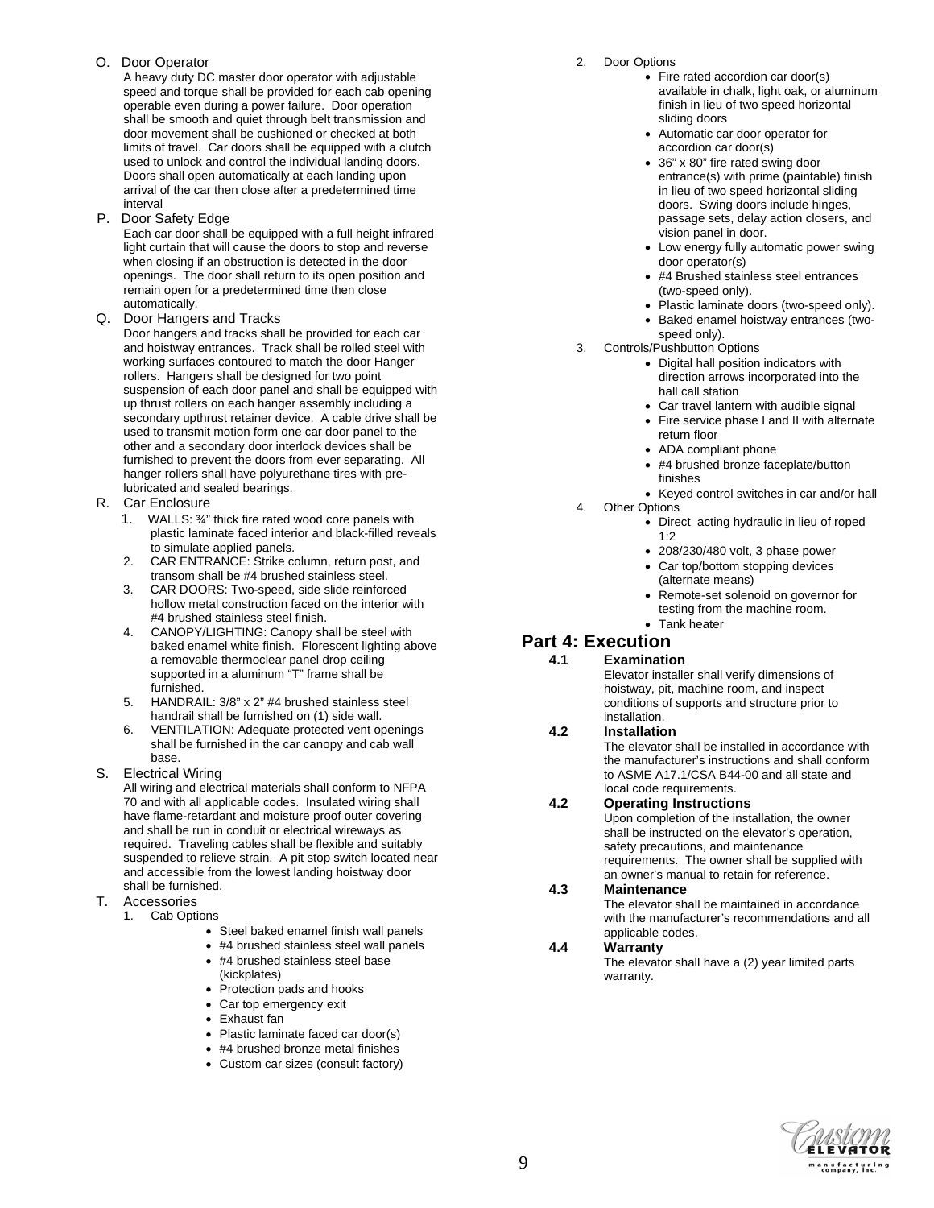O. Door Operator

A heavy duty DC master door operator with adjustable speed and torque shall be provided for each cab opening operable even during a power failure. Door operation shall be smooth and quiet through belt transmission and door movement shall be cushioned or checked at both limits of travel. Car doors shall be equipped with a clutch used to unlock and control the individual landing doors. Doors shall open automatically at each landing upon arrival of the car then close after a predetermined time interval

P. Door Safety Edge

Each car door shall be equipped with a full height infrared light curtain that will cause the doors to stop and reverse when closing if an obstruction is detected in the door openings. The door shall return to its open position and remain open for a predetermined time then close automatically.

Q. Door Hangers and Tracks

Door hangers and tracks shall be provided for each car and hoistway entrances. Track shall be rolled steel with working surfaces contoured to match the door Hanger rollers. Hangers shall be designed for two point suspension of each door panel and shall be equipped with up thrust rollers on each hanger assembly including a secondary upthrust retainer device. A cable drive shall be used to transmit motion form one car door panel to the other and a secondary door interlock devices shall be furnished to prevent the doors from ever separating. All hanger rollers shall have polyurethane tires with pre-lubricated and sealed bearings.

R. Car Enclosure

1. WALLS: ¾" thick fire rated wood core panels with plastic laminate faced interior and black-filled reveals to simulate applied panels.
2. CAR ENTRANCE: Strike column, return post, and transom shall be #4 brushed stainless steel.
3. CAR DOORS: Two-speed, side slide reinforced hollow metal construction faced on the interior with #4 brushed stainless steel finish.
4. CANOPY/LIGHTING: Canopy shall be steel with baked enamel white finish. Florescent lighting above a removable thermoclear panel drop ceiling supported in a aluminum "T" frame shall be furnished.
5. HANDRAIL: 3/8" x 2" #4 brushed stainless steel handrail shall be furnished on (1) side wall.
6. VENTILATION: Adequate protected vent openings shall be furnished in the car canopy and cab wall base.

S. Electrical Wiring

All wiring and electrical materials shall conform to NFPA 70 and with all applicable codes. Insulated wiring shall have flame-retardant and moisture proof outer covering and shall be run in conduit or electrical wireways as required. Traveling cables shall be flexible and suitably suspended to relieve strain. A pit stop switch located near and accessible from the lowest landing hoistway door shall be furnished.

T. Accessories

1. Cab Options
   - Steel baked enamel finish wall panels
   - #4 brushed stainless steel wall panels
   - #4 brushed stainless steel base (kickplates)
   - Protection pads and hooks
   - Car top emergency exit
   - Exhaust fan
   - Plastic laminate faced car door(s)
   - #4 brushed bronze metal finishes
   - Custom car sizes (consult factory)
2. Door Options
   - Fire rated accordion car door(s) available in chalk, light oak, or aluminum finish in lieu of two speed horizontal sliding doors
   - Automatic car door operator for accordion car door(s)
   - 36" x 80" fire rated swing door entrance(s) with prime (paintable) finish in lieu of two speed horizontal sliding doors. Swing doors include hinges, passage sets, delay action closers, and vision panel in door.
   - Low energy fully automatic power swing door operator(s)
   - #4 Brushed stainless steel entrances (two-speed only).
   - Plastic laminate doors (two-speed only).
   - Baked enamel hoistway entrances (two-speed only).
3. Controls/Pushbutton Options
   - Digital hall position indicators with direction arrows incorporated into the hall call station
   - Car travel lantern with audible signal
   - Fire service phase I and II with alternate return floor
   - ADA compliant phone
   - #4 brushed bronze faceplate/button finishes
   - Keyed control switches in car and/or hall
4. Other Options
   - Direct acting hydraulic in lieu of roped 1:2
   - 208/230/480 volt, 3 phase power
   - Car top/bottom stopping devices (alternate means)
   - Remote-set solenoid on governor for testing from the machine room.
   - Tank heater

## Part 4: Execution

**4.1 Examination**

Elevator installer shall verify dimensions of hoistway, pit, machine room, and inspect conditions of supports and structure prior to installation.

**4.2 Installation**

The elevator shall be installed in accordance with the manufacturer's instructions and shall conform to ASME A17.1/CSA B44-00 and all state and local code requirements.

**4.2 Operating Instructions**

Upon completion of the installation, the owner shall be instructed on the elevator's operation, safety precautions, and maintenance requirements. The owner shall be supplied with an owner's manual to retain for reference.

**4.3 Maintenance**

The elevator shall be maintained in accordance with the manufacturer's recommendations and all applicable codes.

**4.4 Warranty**

The elevator shall have a (2) year limited parts warranty.